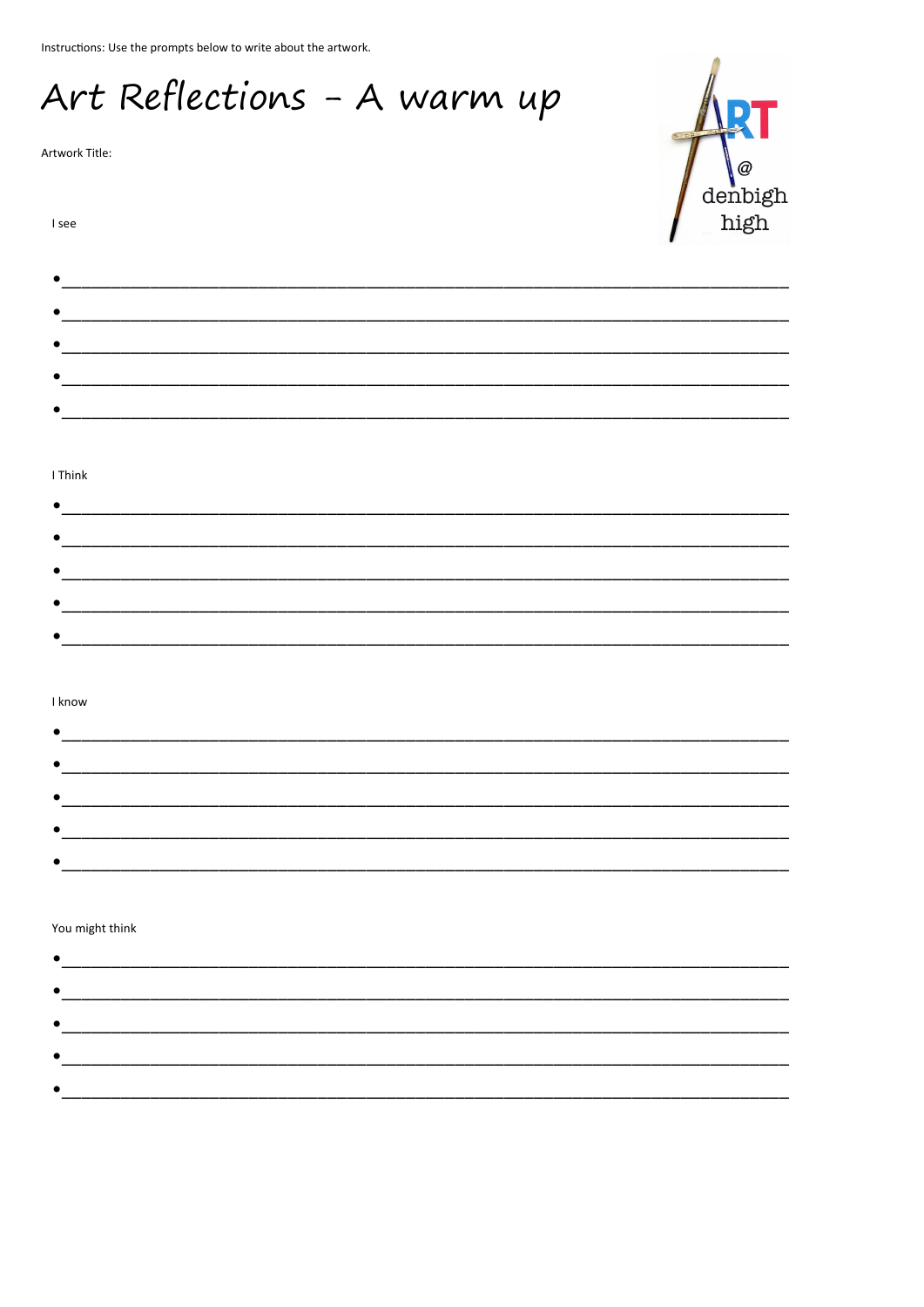Instructions: Use the prompts below to write about the artwork.

# Art Reflections - A warm up

ART @ denbigh high

Artwork Title:

I see

- ______________________________________________________________________________
- ______________________________________________________________________________
- ______________________________________________________________________________
- ______________________________________________________________________________
- ______________________________________________________________________________

I Think

- ______________________________________________________________________________
- ______________________________________________________________________________
- ______________________________________________________________________________
- ______________________________________________________________________________
- ______________________________________________________________________________

I know

- ______________________________________________________________________________
- ______________________________________________________________________________
- ______________________________________________________________________________
- ______________________________________________________________________________
- ______________________________________________________________________________

You might think

- ______________________________________________________________________________
- ______________________________________________________________________________
- ______________________________________________________________________________
- ______________________________________________________________________________
- ______________________________________________________________________________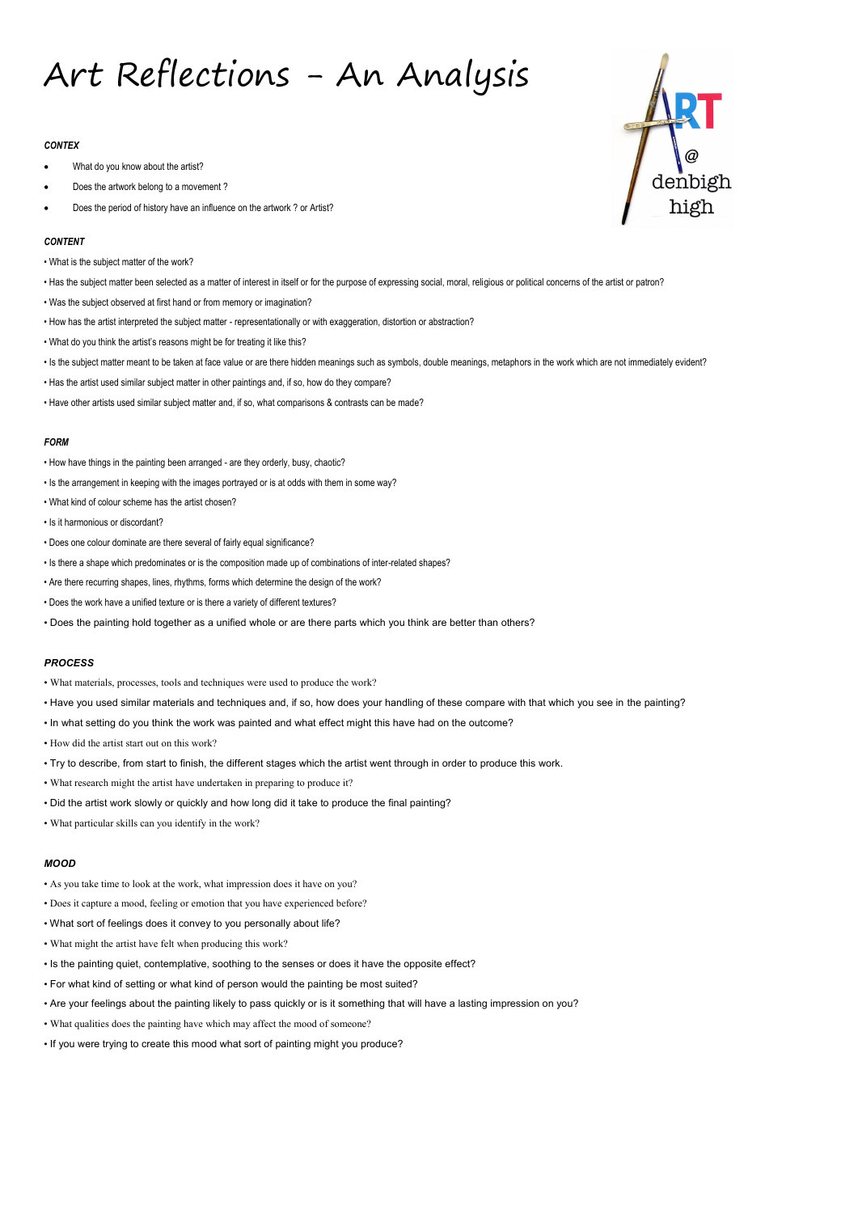# Art Reflections - An Analysis

ART @ denbigh high

***CONTEX***

- What do you know about the artist?
- Does the artwork belong to a movement ?
- Does the period of history have an influence on the artwork ? or Artist?

***CONTENT***

- What is the subject matter of the work?
- Has the subject matter been selected as a matter of interest in itself or for the purpose of expressing social, moral, religious or political concerns of the artist or patron?
- Was the subject observed at first hand or from memory or imagination?
- How has the artist interpreted the subject matter - representationally or with exaggeration, distortion or abstraction?
- What do you think the artist's reasons might be for treating it like this?
- Is the subject matter meant to be taken at face value or are there hidden meanings such as symbols, double meanings, metaphors in the work which are not immediately evident?
- Has the artist used similar subject matter in other paintings and, if so, how do they compare?
- Have other artists used similar subject matter and, if so, what comparisons & contrasts can be made?

***FORM***

- How have things in the painting been arranged - are they orderly, busy, chaotic?
- Is the arrangement in keeping with the images portrayed or is at odds with them in some way?
- What kind of colour scheme has the artist chosen?
- Is it harmonious or discordant?
- Does one colour dominate are there several of fairly equal significance?
- Is there a shape which predominates or is the composition made up of combinations of inter-related shapes?
- Are there recurring shapes, lines, rhythms, forms which determine the design of the work?
- Does the work have a unified texture or is there a variety of different textures?
- Does the painting hold together as a unified whole or are there parts which you think are better than others?

***PROCESS***

- What materials, processes, tools and techniques were used to produce the work?
- Have you used similar materials and techniques and, if so, how does your handling of these compare with that which you see in the painting?
- In what setting do you think the work was painted and what effect might this have had on the outcome?
- How did the artist start out on this work?
- Try to describe, from start to finish, the different stages which the artist went through in order to produce this work.
- What research might the artist have undertaken in preparing to produce it?
- Did the artist work slowly or quickly and how long did it take to produce the final painting?
- What particular skills can you identify in the work?

***MOOD***

- As you take time to look at the work, what impression does it have on you?
- Does it capture a mood, feeling or emotion that you have experienced before?
- What sort of feelings does it convey to you personally about life?
- What might the artist have felt when producing this work?
- Is the painting quiet, contemplative, soothing to the senses or does it have the opposite effect?
- For what kind of setting or what kind of person would the painting be most suited?
- Are your feelings about the painting likely to pass quickly or is it something that will have a lasting impression on you?
- What qualities does the painting have which may affect the mood of someone?
- If you were trying to create this mood what sort of painting might you produce?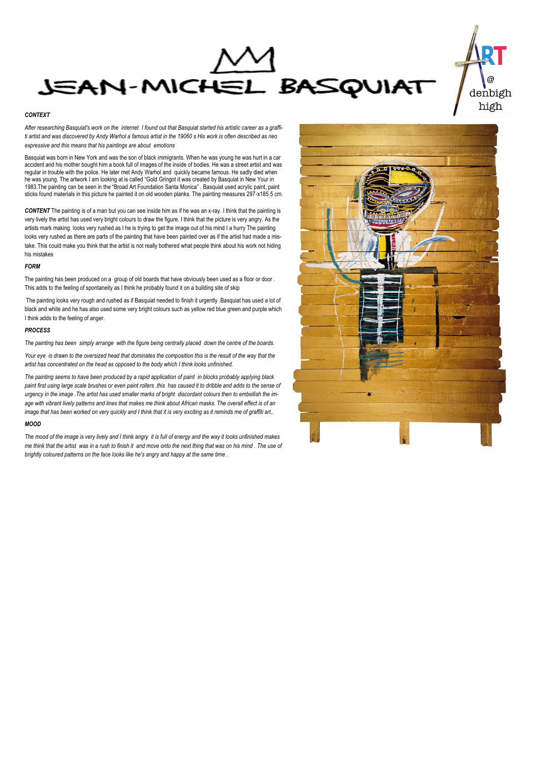# JEAN-MICHEL BASQUIAT

ART @ denbigh high

***CONTEXT***

*After researching Basquiat's work on the internet I found out that Basquiat started his artistic career as a graffiti artist and was discovered by Andy Warhol a famous artist in the 19060 s His work is often described as neo expressive and this means that his paintings are about emotions*

Basquiat was born in New York and was the son of black immigrants. When he was young he was hurt in a car accident and his mother bought him a book full of images of the inside of bodies. He was a street artist and was regular in trouble with the police. He later met Andy Warhol and quickly became famous. He sadly died when he was young. The artwork I am looking at is called "Gold Gringot it was created by Basquiat in New Your in 1983.The painting can be seen in the "Broad Art Foundation Santa Monica" . Basquiat used acrylic paint, paint sticks found materials in this picture he painted it on old wooden planks. The painting measures 297-x185.5 cm.

***CONTENT*** The painting is of a man but you can see inside him as if he was an x-ray. I think that the painting is very lively the artist has used very bright colours to draw the figure. I think that the picture is very angry. As the artists mark making looks very rushed as I he is trying to get the image out of his mind I a hurry The painting looks very rushed as there are parts of the painting that have been painted over as if the artist had made a mistake. This could make you think that the artist is not really bothered what people think about his work not hiding his mistakes

***FORM***

The painting has been produced on a group of old boards that have obviously been used as a floor or door . This adds to the feeling of spontaneity as I think he probably found it on a building site of skip

The painting looks very rough and rushed as if Basquiat needed to finish it urgently .Basquiat has used a lot of black and white and he has also used some very bright colours such as yellow red blue green and purple which I think adds to the feeling of anger.

***PROCESS***

*The painting has been simply arrange with the figure being centrally placed down the centre of the boards.*

*Your eye is drawn to the oversized head that dominates the composition this is the result of the way that the artist has concentrated on the head as opposed to the body which I think looks unfinished.*

*The painting seems to have been produced by a rapid application of paint in blocks probably applying black paint first using large scale brushes or even paint rollers .this has caused it to dribble and adds to the sense of urgency in the image .The artist has used smaller marks of bright discordant colours then to embellish the image with vibrant lively patterns and lines that makes me think about African masks. The overall effect is of an image that has been worked on very quickly and I think that it is very exciting as it reminds me of graffiti art..*

***MOOD***

*The mood of the image is very lively and I think angry it is full of energy and the way it looks unfinished makes me think that the artist was in a rush to finish it and move onto the next thing that was on his mind . The use of brightly coloured patterns on the face looks like he's angry and happy at the same time .*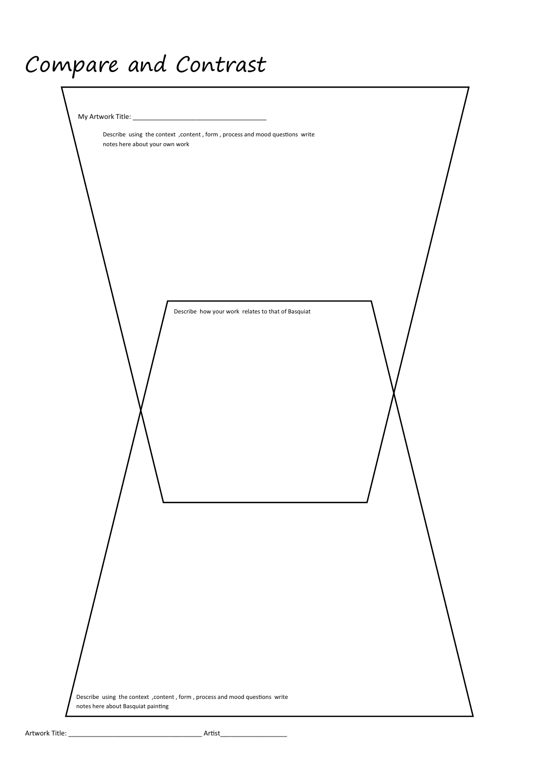# Compare and Contrast

My Artwork Title: ___________________________________

Describe using the context ,content , form , process and mood questions write notes here about your own work

Describe how your work relates to that of Basquiat

Describe using the context ,content , form , process and mood questions write notes here about Basquiat painting

Artwork Title: ___________________________________ Artist_________________